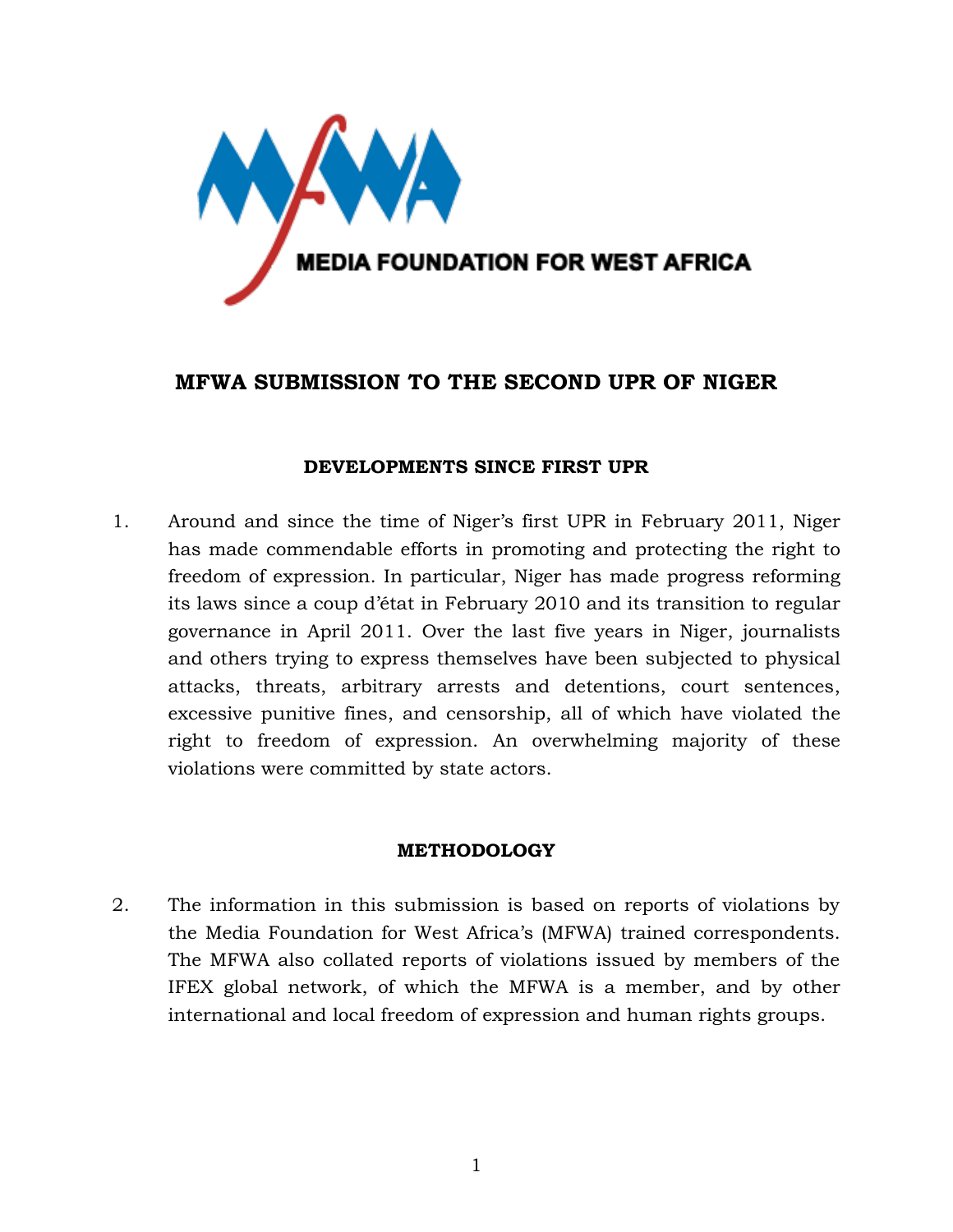MEDIA FOUNDATION FOR WEST AFRICA

# MFWA SUBMISSION TO THE SECOND UPR OF NIGER

## DEVELOPMENTS SINCE FIRST UPR

1. Around and since the time of Niger's first UPR in February 2011, Niger has made commendable efforts in promoting and protecting the right to freedom of expression. In particular, Niger has made progress reforming its laws since a coup d'état in February 2010 and its transition to regular governance in April 2011. Over the last five years in Niger, journalists and others trying to express themselves have been subjected to physical attacks, threats, arbitrary arrests and detentions, court sentences, excessive punitive fines, and censorship, all of which have violated the right to freedom of expression. An overwhelming majority of these violations were committed by state actors.

## METHODOLOGY

2. The information in this submission is based on reports of violations by the Media Foundation for West Africa's (MFWA) trained correspondents. The MFWA also collated reports of violations issued by members of the IFEX global network, of which the MFWA is a member, and by other international and local freedom of expression and human rights groups.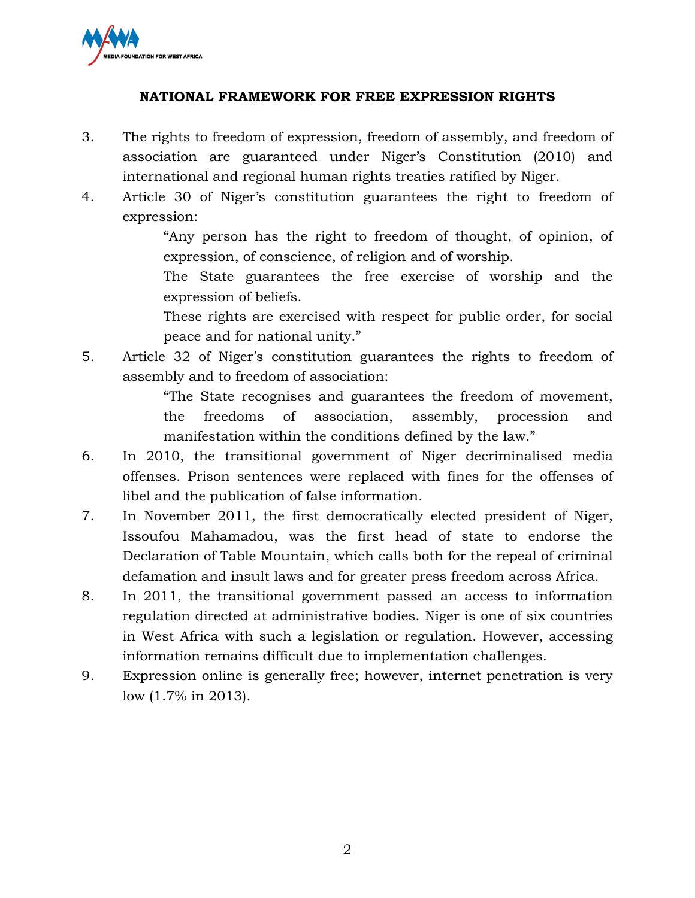## NATIONAL FRAMEWORK FOR FREE EXPRESSION RIGHTS

3. The rights to freedom of expression, freedom of assembly, and freedom of association are guaranteed under Niger's Constitution (2010) and international and regional human rights treaties ratified by Niger.

4. Article 30 of Niger's constitution guarantees the right to freedom of expression:

   > "Any person has the right to freedom of thought, of opinion, of expression, of conscience, of religion and of worship.
   >
   > The State guarantees the free exercise of worship and the expression of beliefs.
   >
   > These rights are exercised with respect for public order, for social peace and for national unity."

5. Article 32 of Niger's constitution guarantees the rights to freedom of assembly and to freedom of association:

   > "The State recognises and guarantees the freedom of movement, the freedoms of association, assembly, procession and manifestation within the conditions defined by the law."

6. In 2010, the transitional government of Niger decriminalised media offenses. Prison sentences were replaced with fines for the offenses of libel and the publication of false information.

7. In November 2011, the first democratically elected president of Niger, Issoufou Mahamadou, was the first head of state to endorse the Declaration of Table Mountain, which calls both for the repeal of criminal defamation and insult laws and for greater press freedom across Africa.

8. In 2011, the transitional government passed an access to information regulation directed at administrative bodies. Niger is one of six countries in West Africa with such a legislation or regulation. However, accessing information remains difficult due to implementation challenges.

9. Expression online is generally free; however, internet penetration is very low (1.7% in 2013).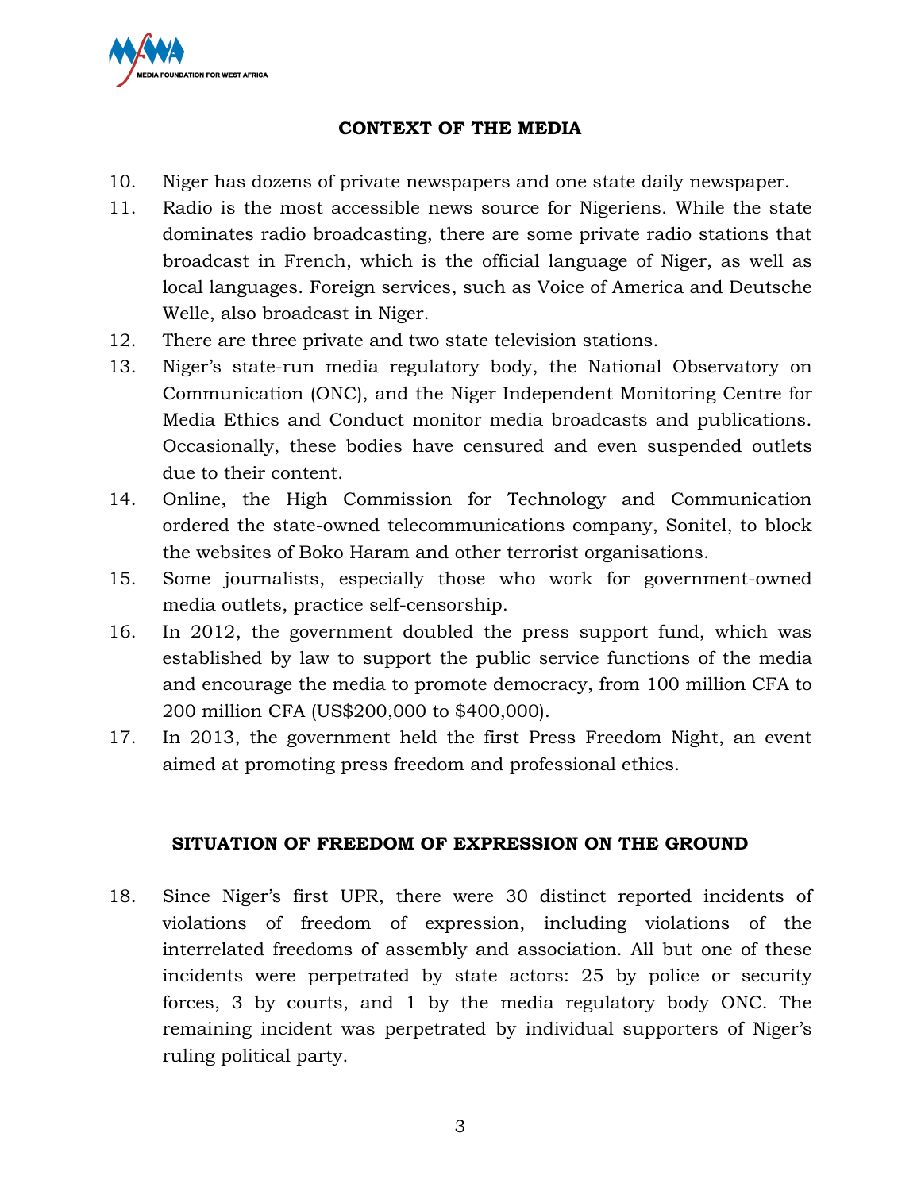## CONTEXT OF THE MEDIA

10. Niger has dozens of private newspapers and one state daily newspaper.
11. Radio is the most accessible news source for Nigeriens. While the state dominates radio broadcasting, there are some private radio stations that broadcast in French, which is the official language of Niger, as well as local languages. Foreign services, such as Voice of America and Deutsche Welle, also broadcast in Niger.
12. There are three private and two state television stations.
13. Niger's state-run media regulatory body, the National Observatory on Communication (ONC), and the Niger Independent Monitoring Centre for Media Ethics and Conduct monitor media broadcasts and publications. Occasionally, these bodies have censured and even suspended outlets due to their content.
14. Online, the High Commission for Technology and Communication ordered the state-owned telecommunications company, Sonitel, to block the websites of Boko Haram and other terrorist organisations.
15. Some journalists, especially those who work for government-owned media outlets, practice self-censorship.
16. In 2012, the government doubled the press support fund, which was established by law to support the public service functions of the media and encourage the media to promote democracy, from 100 million CFA to 200 million CFA (US$200,000 to $400,000).
17. In 2013, the government held the first Press Freedom Night, an event aimed at promoting press freedom and professional ethics.

## SITUATION OF FREEDOM OF EXPRESSION ON THE GROUND

18. Since Niger's first UPR, there were 30 distinct reported incidents of violations of freedom of expression, including violations of the interrelated freedoms of assembly and association. All but one of these incidents were perpetrated by state actors: 25 by police or security forces, 3 by courts, and 1 by the media regulatory body ONC. The remaining incident was perpetrated by individual supporters of Niger's ruling political party.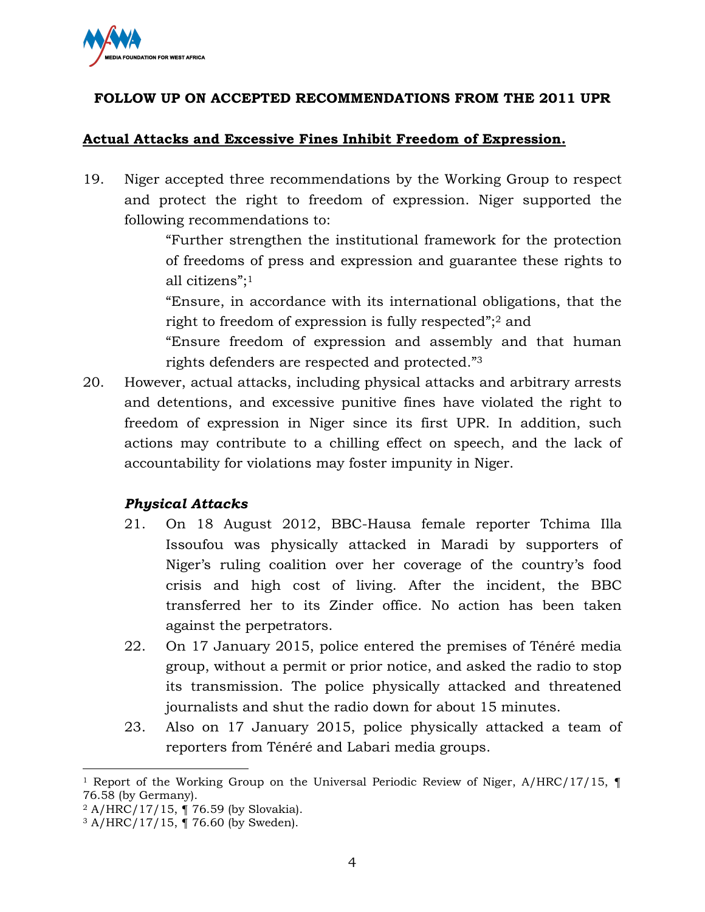**FOLLOW UP ON ACCEPTED RECOMMENDATIONS FROM THE 2011 UPR**

**Actual Attacks and Excessive Fines Inhibit Freedom of Expression.**

19. Niger accepted three recommendations by the Working Group to respect and protect the right to freedom of expression. Niger supported the following recommendations to:

> "Further strengthen the institutional framework for the protection of freedoms of press and expression and guarantee these rights to all citizens";[1]
>
> "Ensure, in accordance with its international obligations, that the right to freedom of expression is fully respected";[2] and
>
> "Ensure freedom of expression and assembly and that human rights defenders are respected and protected."[3]

20. However, actual attacks, including physical attacks and arbitrary arrests and detentions, and excessive punitive fines have violated the right to freedom of expression in Niger since its first UPR. In addition, such actions may contribute to a chilling effect on speech, and the lack of accountability for violations may foster impunity in Niger.

***Physical Attacks***

21. On 18 August 2012, BBC-Hausa female reporter Tchima Illa Issoufou was physically attacked in Maradi by supporters of Niger's ruling coalition over her coverage of the country's food crisis and high cost of living. After the incident, the BBC transferred her to its Zinder office. No action has been taken against the perpetrators.

22. On 17 January 2015, police entered the premises of Ténéré media group, without a permit or prior notice, and asked the radio to stop its transmission. The police physically attacked and threatened journalists and shut the radio down for about 15 minutes.

23. Also on 17 January 2015, police physically attacked a team of reporters from Ténéré and Labari media groups.

---

[1] Report of the Working Group on the Universal Periodic Review of Niger, A/HRC/17/15, ¶ 76.58 (by Germany).

[2] A/HRC/17/15, ¶ 76.59 (by Slovakia).

[3] A/HRC/17/15, ¶ 76.60 (by Sweden).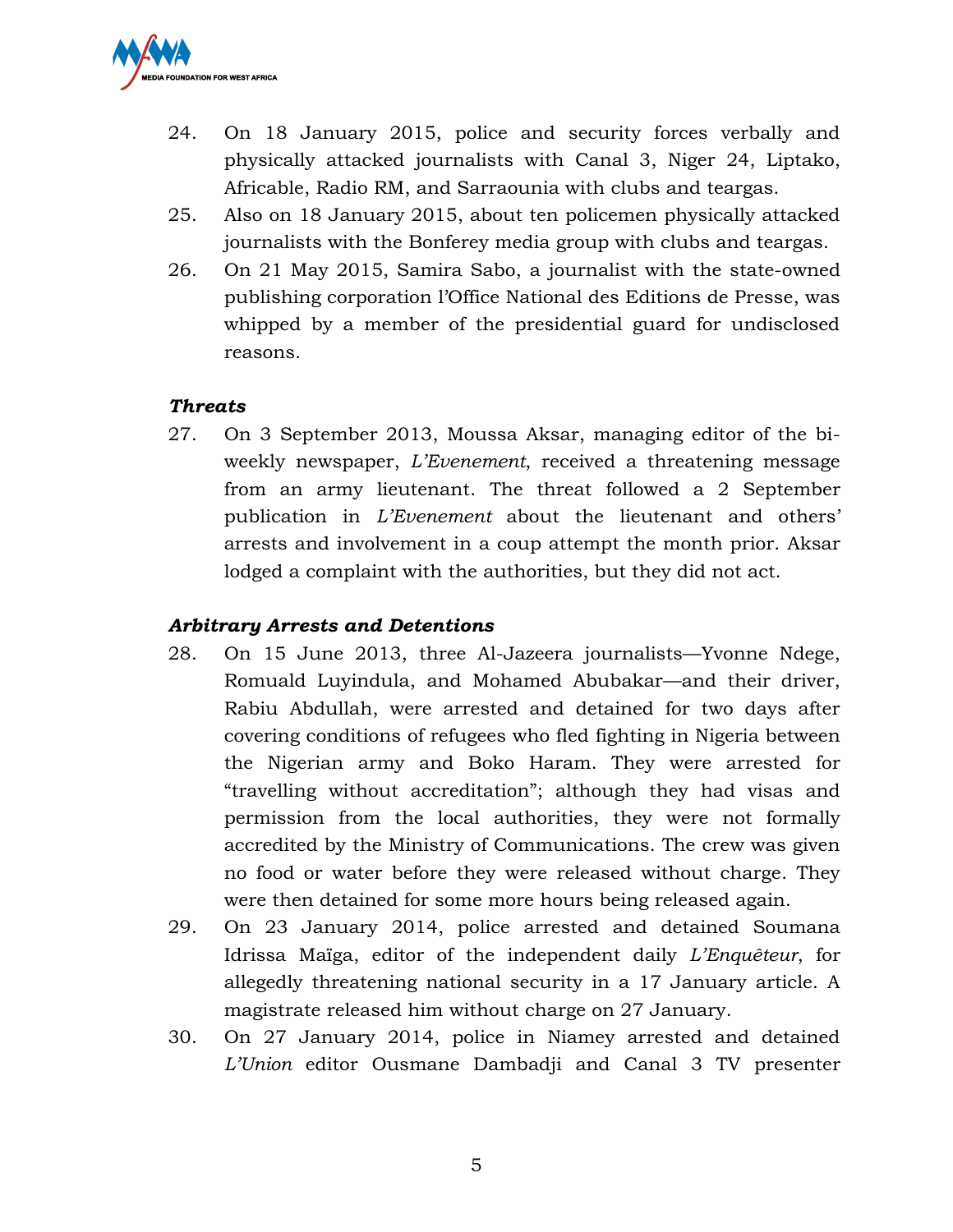24. On 18 January 2015, police and security forces verbally and physically attacked journalists with Canal 3, Niger 24, Liptako, Africable, Radio RM, and Sarraounia with clubs and teargas.
25. Also on 18 January 2015, about ten policemen physically attacked journalists with the Bonferey media group with clubs and teargas.
26. On 21 May 2015, Samira Sabo, a journalist with the state-owned publishing corporation l'Office National des Editions de Presse, was whipped by a member of the presidential guard for undisclosed reasons.

***Threats***

27. On 3 September 2013, Moussa Aksar, managing editor of the bi-weekly newspaper, *L'Evenement*, received a threatening message from an army lieutenant. The threat followed a 2 September publication in *L'Evenement* about the lieutenant and others' arrests and involvement in a coup attempt the month prior. Aksar lodged a complaint with the authorities, but they did not act.

***Arbitrary Arrests and Detentions***

28. On 15 June 2013, three Al-Jazeera journalists—Yvonne Ndege, Romuald Luyindula, and Mohamed Abubakar—and their driver, Rabiu Abdullah, were arrested and detained for two days after covering conditions of refugees who fled fighting in Nigeria between the Nigerian army and Boko Haram. They were arrested for "travelling without accreditation"; although they had visas and permission from the local authorities, they were not formally accredited by the Ministry of Communications. The crew was given no food or water before they were released without charge. They were then detained for some more hours being released again.
29. On 23 January 2014, police arrested and detained Soumana Idrissa Maïga, editor of the independent daily *L'Enquêteur*, for allegedly threatening national security in a 17 January article. A magistrate released him without charge on 27 January.
30. On 27 January 2014, police in Niamey arrested and detained *L'Union* editor Ousmane Dambadji and Canal 3 TV presenter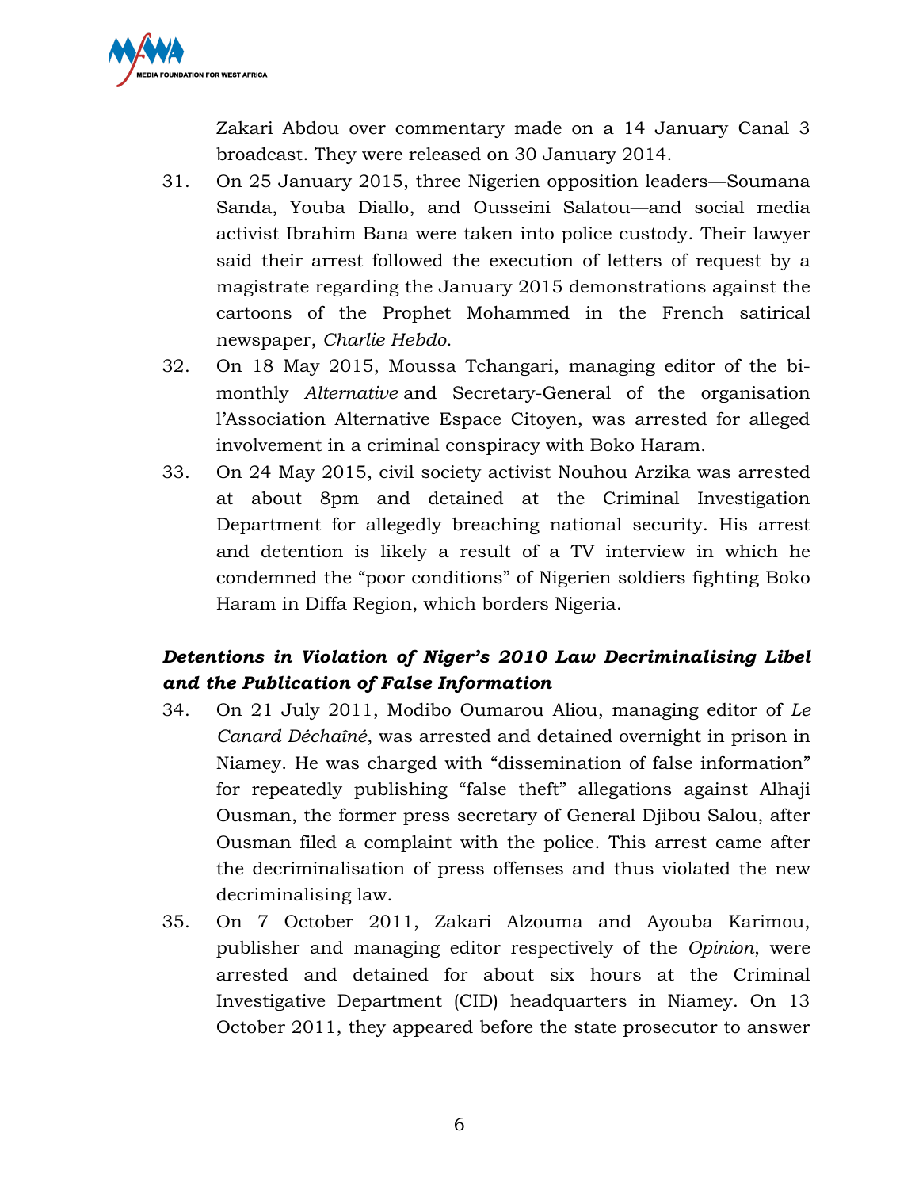Zakari Abdou over commentary made on a 14 January Canal 3 broadcast. They were released on 30 January 2014.

31. On 25 January 2015, three Nigerien opposition leaders—Soumana Sanda, Youba Diallo, and Ousseini Salatou—and social media activist Ibrahim Bana were taken into police custody. Their lawyer said their arrest followed the execution of letters of request by a magistrate regarding the January 2015 demonstrations against the cartoons of the Prophet Mohammed in the French satirical newspaper, *Charlie Hebdo*.

32. On 18 May 2015, Moussa Tchangari, managing editor of the bi-monthly *Alternative* and Secretary-General of the organisation l'Association Alternative Espace Citoyen, was arrested for alleged involvement in a criminal conspiracy with Boko Haram.

33. On 24 May 2015, civil society activist Nouhou Arzika was arrested at about 8pm and detained at the Criminal Investigation Department for allegedly breaching national security. His arrest and detention is likely a result of a TV interview in which he condemned the "poor conditions" of Nigerien soldiers fighting Boko Haram in Diffa Region, which borders Nigeria.

***Detentions in Violation of Niger's 2010 Law Decriminalising Libel and the Publication of False Information***

34. On 21 July 2011, Modibo Oumarou Aliou, managing editor of *Le Canard Déchaîné*, was arrested and detained overnight in prison in Niamey. He was charged with "dissemination of false information" for repeatedly publishing "false theft" allegations against Alhaji Ousman, the former press secretary of General Djibou Salou, after Ousman filed a complaint with the police. This arrest came after the decriminalisation of press offenses and thus violated the new decriminalising law.

35. On 7 October 2011, Zakari Alzouma and Ayouba Karimou, publisher and managing editor respectively of the *Opinion*, were arrested and detained for about six hours at the Criminal Investigative Department (CID) headquarters in Niamey. On 13 October 2011, they appeared before the state prosecutor to answer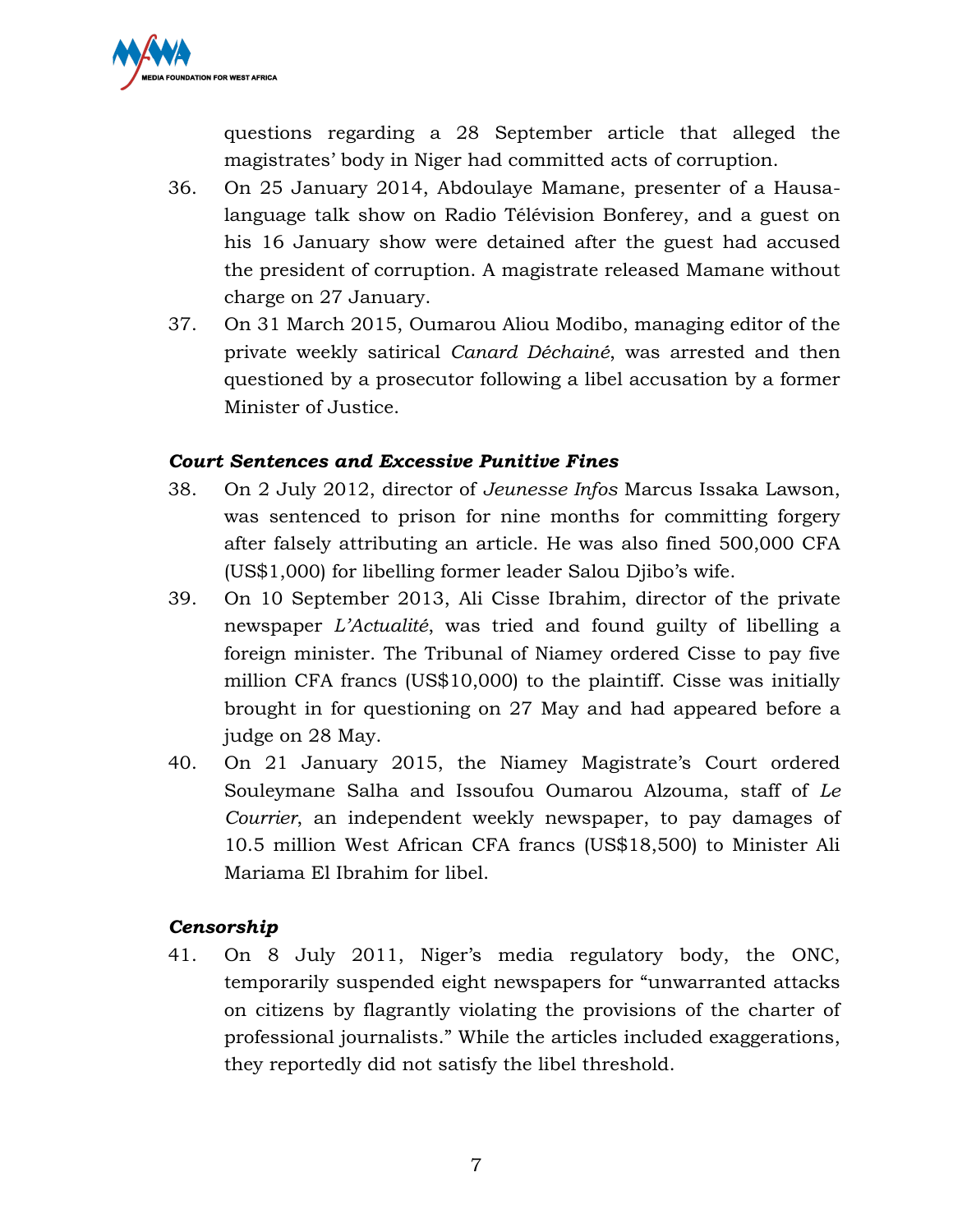questions regarding a 28 September article that alleged the magistrates' body in Niger had committed acts of corruption.

36. On 25 January 2014, Abdoulaye Mamane, presenter of a Hausa-language talk show on Radio Télévision Bonferey, and a guest on his 16 January show were detained after the guest had accused the president of corruption. A magistrate released Mamane without charge on 27 January.
37. On 31 March 2015, Oumarou Aliou Modibo, managing editor of the private weekly satirical *Canard Déchainé*, was arrested and then questioned by a prosecutor following a libel accusation by a former Minister of Justice.

### ***Court Sentences and Excessive Punitive Fines***

38. On 2 July 2012, director of *Jeunesse Infos* Marcus Issaka Lawson, was sentenced to prison for nine months for committing forgery after falsely attributing an article. He was also fined 500,000 CFA (US$1,000) for libelling former leader Salou Djibo's wife.
39. On 10 September 2013, Ali Cisse Ibrahim, director of the private newspaper *L'Actualité*, was tried and found guilty of libelling a foreign minister. The Tribunal of Niamey ordered Cisse to pay five million CFA francs (US$10,000) to the plaintiff. Cisse was initially brought in for questioning on 27 May and had appeared before a judge on 28 May.
40. On 21 January 2015, the Niamey Magistrate's Court ordered Souleymane Salha and Issoufou Oumarou Alzouma, staff of *Le Courrier*, an independent weekly newspaper, to pay damages of 10.5 million West African CFA francs (US$18,500) to Minister Ali Mariama El Ibrahim for libel.

### ***Censorship***

41. On 8 July 2011, Niger's media regulatory body, the ONC, temporarily suspended eight newspapers for "unwarranted attacks on citizens by flagrantly violating the provisions of the charter of professional journalists." While the articles included exaggerations, they reportedly did not satisfy the libel threshold.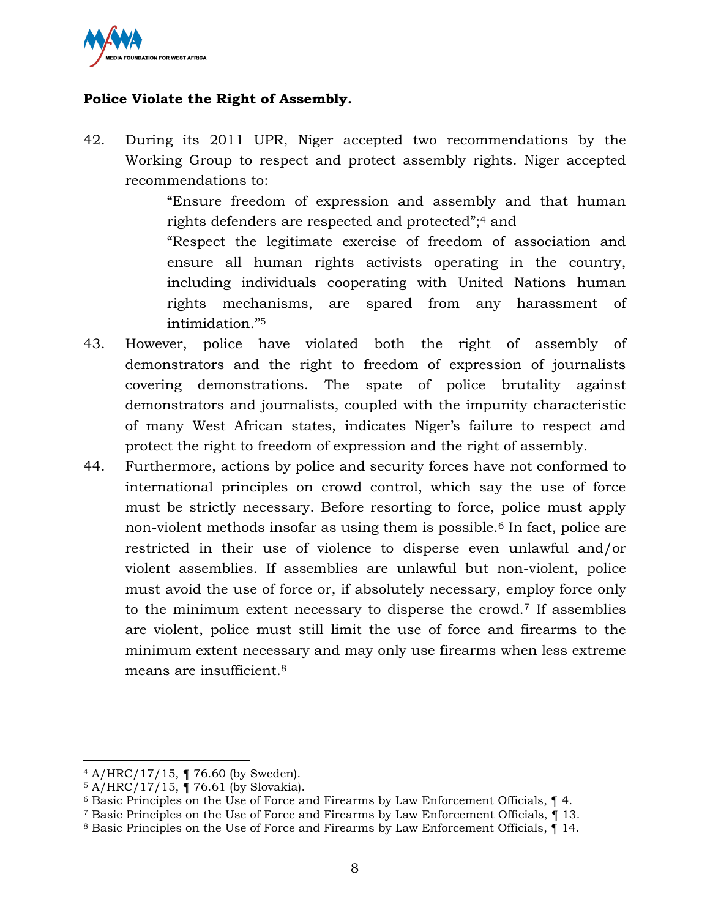**Police Violate the Right of Assembly.**

42. During its 2011 UPR, Niger accepted two recommendations by the Working Group to respect and protect assembly rights. Niger accepted recommendations to:

    "Ensure freedom of expression and assembly and that human rights defenders are respected and protected";[4] and

    "Respect the legitimate exercise of freedom of association and ensure all human rights activists operating in the country, including individuals cooperating with United Nations human rights mechanisms, are spared from any harassment of intimidation."[5]

43. However, police have violated both the right of assembly of demonstrators and the right to freedom of expression of journalists covering demonstrations. The spate of police brutality against demonstrators and journalists, coupled with the impunity characteristic of many West African states, indicates Niger's failure to respect and protect the right to freedom of expression and the right of assembly.

44. Furthermore, actions by police and security forces have not conformed to international principles on crowd control, which say the use of force must be strictly necessary. Before resorting to force, police must apply non-violent methods insofar as using them is possible.[6] In fact, police are restricted in their use of violence to disperse even unlawful and/or violent assemblies. If assemblies are unlawful but non-violent, police must avoid the use of force or, if absolutely necessary, employ force only to the minimum extent necessary to disperse the crowd.[7] If assemblies are violent, police must still limit the use of force and firearms to the minimum extent necessary and may only use firearms when less extreme means are insufficient.[8]

---

[4] A/HRC/17/15, ¶ 76.60 (by Sweden).
[5] A/HRC/17/15, ¶ 76.61 (by Slovakia).
[6] Basic Principles on the Use of Force and Firearms by Law Enforcement Officials, ¶ 4.
[7] Basic Principles on the Use of Force and Firearms by Law Enforcement Officials, ¶ 13.
[8] Basic Principles on the Use of Force and Firearms by Law Enforcement Officials, ¶ 14.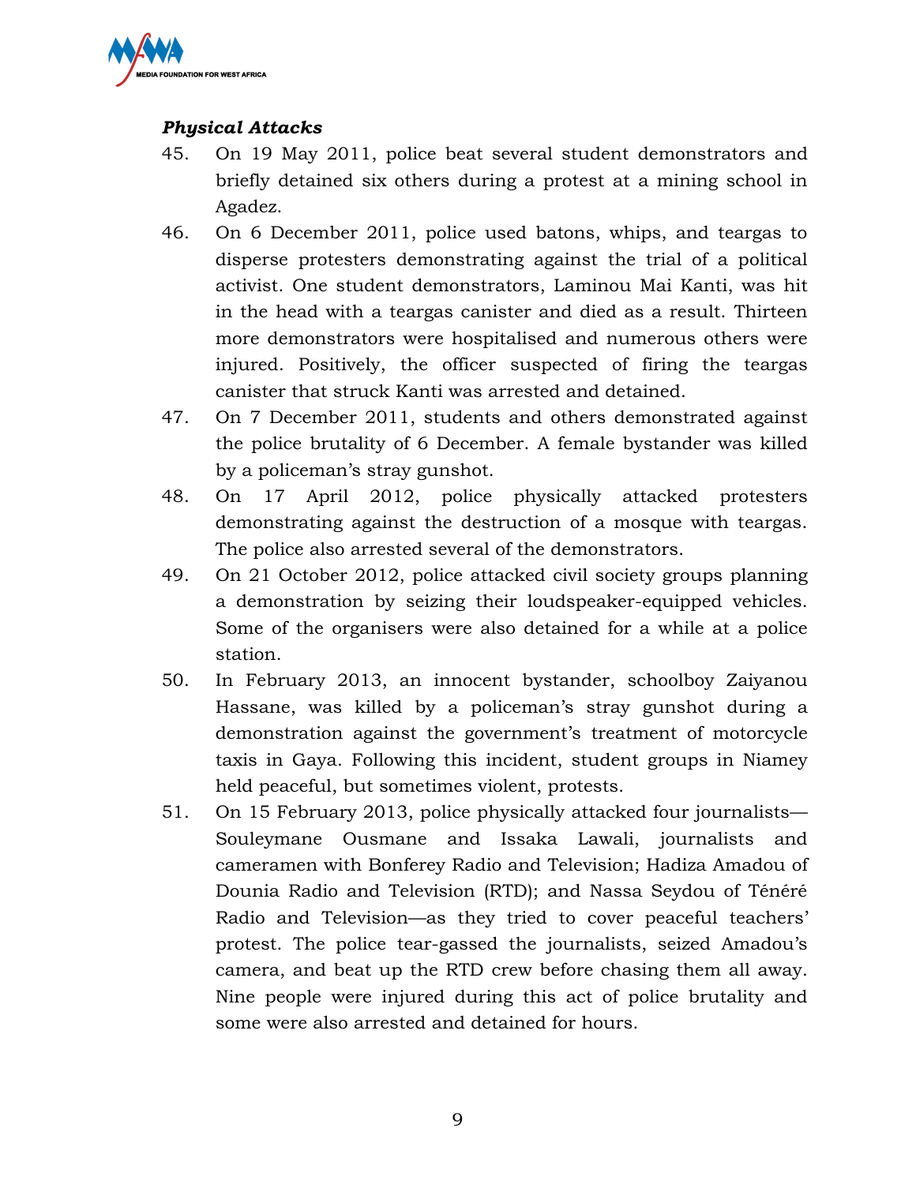***Physical Attacks***

45. On 19 May 2011, police beat several student demonstrators and briefly detained six others during a protest at a mining school in Agadez.
46. On 6 December 2011, police used batons, whips, and teargas to disperse protesters demonstrating against the trial of a political activist. One student demonstrators, Laminou Mai Kanti, was hit in the head with a teargas canister and died as a result. Thirteen more demonstrators were hospitalised and numerous others were injured. Positively, the officer suspected of firing the teargas canister that struck Kanti was arrested and detained.
47. On 7 December 2011, students and others demonstrated against the police brutality of 6 December. A female bystander was killed by a policeman's stray gunshot.
48. On 17 April 2012, police physically attacked protesters demonstrating against the destruction of a mosque with teargas. The police also arrested several of the demonstrators.
49. On 21 October 2012, police attacked civil society groups planning a demonstration by seizing their loudspeaker-equipped vehicles. Some of the organisers were also detained for a while at a police station.
50. In February 2013, an innocent bystander, schoolboy Zaiyanou Hassane, was killed by a policeman's stray gunshot during a demonstration against the government's treatment of motorcycle taxis in Gaya. Following this incident, student groups in Niamey held peaceful, but sometimes violent, protests.
51. On 15 February 2013, police physically attacked four journalists—Souleymane Ousmane and Issaka Lawali, journalists and cameramen with Bonferey Radio and Television; Hadiza Amadou of Dounia Radio and Television (RTD); and Nassa Seydou of Ténéré Radio and Television—as they tried to cover peaceful teachers' protest. The police tear-gassed the journalists, seized Amadou's camera, and beat up the RTD crew before chasing them all away. Nine people were injured during this act of police brutality and some were also arrested and detained for hours.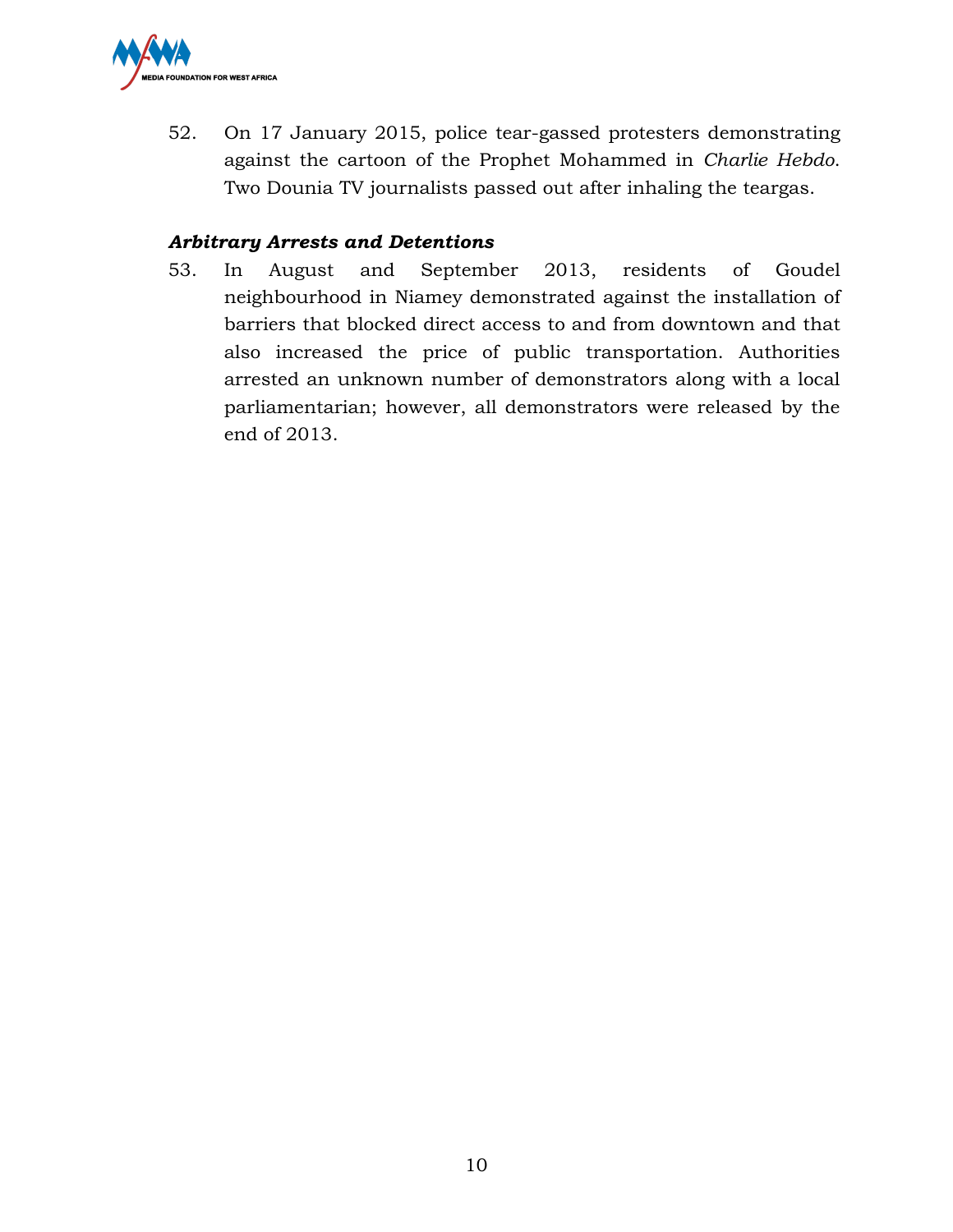52. On 17 January 2015, police tear-gassed protesters demonstrating against the cartoon of the Prophet Mohammed in *Charlie Hebdo*. Two Dounia TV journalists passed out after inhaling the teargas.

***Arbitrary Arrests and Detentions***

53. In August and September 2013, residents of Goudel neighbourhood in Niamey demonstrated against the installation of barriers that blocked direct access to and from downtown and that also increased the price of public transportation. Authorities arrested an unknown number of demonstrators along with a local parliamentarian; however, all demonstrators were released by the end of 2013.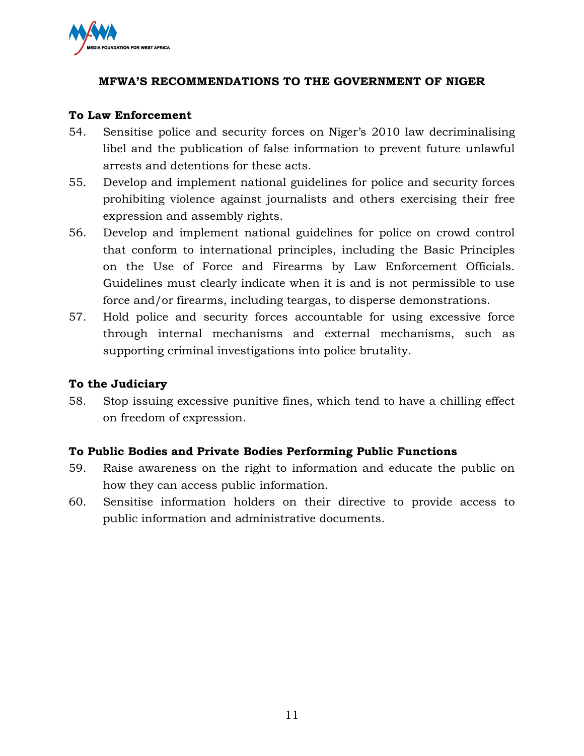## MFWA'S RECOMMENDATIONS TO THE GOVERNMENT OF NIGER

### To Law Enforcement

54. Sensitise police and security forces on Niger's 2010 law decriminalising libel and the publication of false information to prevent future unlawful arrests and detentions for these acts.
55. Develop and implement national guidelines for police and security forces prohibiting violence against journalists and others exercising their free expression and assembly rights.
56. Develop and implement national guidelines for police on crowd control that conform to international principles, including the Basic Principles on the Use of Force and Firearms by Law Enforcement Officials. Guidelines must clearly indicate when it is and is not permissible to use force and/or firearms, including teargas, to disperse demonstrations.
57. Hold police and security forces accountable for using excessive force through internal mechanisms and external mechanisms, such as supporting criminal investigations into police brutality.

### To the Judiciary

58. Stop issuing excessive punitive fines, which tend to have a chilling effect on freedom of expression.

### To Public Bodies and Private Bodies Performing Public Functions

59. Raise awareness on the right to information and educate the public on how they can access public information.
60. Sensitise information holders on their directive to provide access to public information and administrative documents.